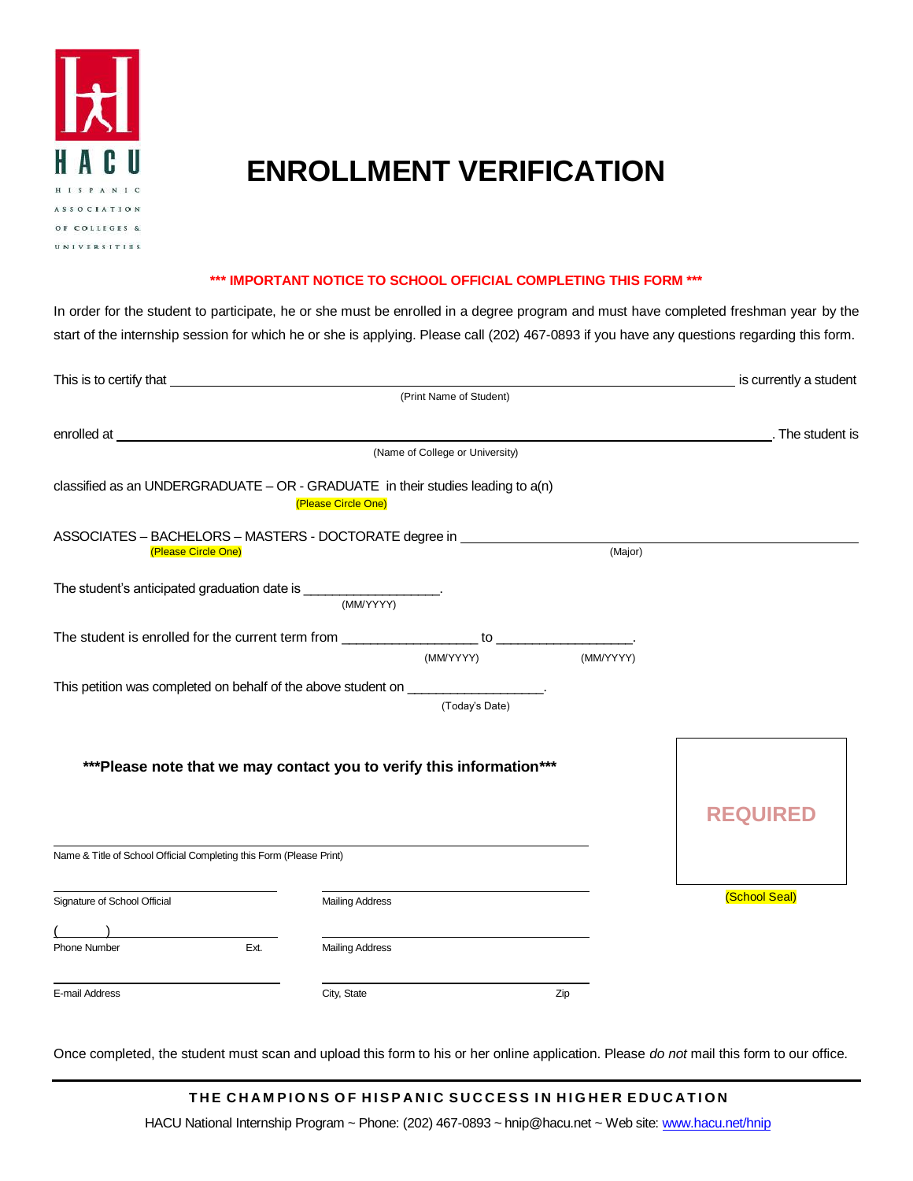HACU

HISPANIC ASSOCIATION OF COLLEGES & UNIVERSITIES

# ENROLLMENT VERIFICATION

**\*\*\* IMPORTANT NOTICE TO SCHOOL OFFICIAL COMPLETING THIS FORM \*\*\***

In order for the student to participate, he or she must be enrolled in a degree program and must have completed freshman year by the start of the internship session for which he or she is applying. Please call (202) 467-0893 if you have any questions regarding this form.

This is to certify that ______________________________________________ is currently a student
(Print Name of Student)

enrolled at ______________________________________________. The student is
(Name of College or University)

classified as an UNDERGRADUATE – OR - GRADUATE in their studies leading to a(n)
(Please Circle One)

ASSOCIATES – BACHELORS – MASTERS - DOCTORATE degree in ______________________________
(Please Circle One) (Major)

The student's anticipated graduation date is __________________.
(MM/YYYY)

The student is enrolled for the current term from __________________ to __________________.
(MM/YYYY) (MM/YYYY)

This petition was completed on behalf of the above student on __________________.
(Today's Date)

**\*\*\*Please note that we may contact you to verify this information\*\*\***

______________________________________________
Name & Title of School Official Completing this Form (Please Print)

______________________ Signature of School Official

______________________ Mailing Address

( ) ______________________ Phone Number Ext.

______________________ Mailing Address

______________________ E-mail Address

______________________ City, State Zip

REQUIRED

(School Seal)

Once completed, the student must scan and upload this form to his or her online application. Please *do not* mail this form to our office.

**THE CHAMPIONS OF HISPANIC SUCCESS IN HIGHER EDUCATION**

HACU National Internship Program ~ Phone: (202) 467-0893 ~ hnip@hacu.net ~ Web site: www.hacu.net/hnip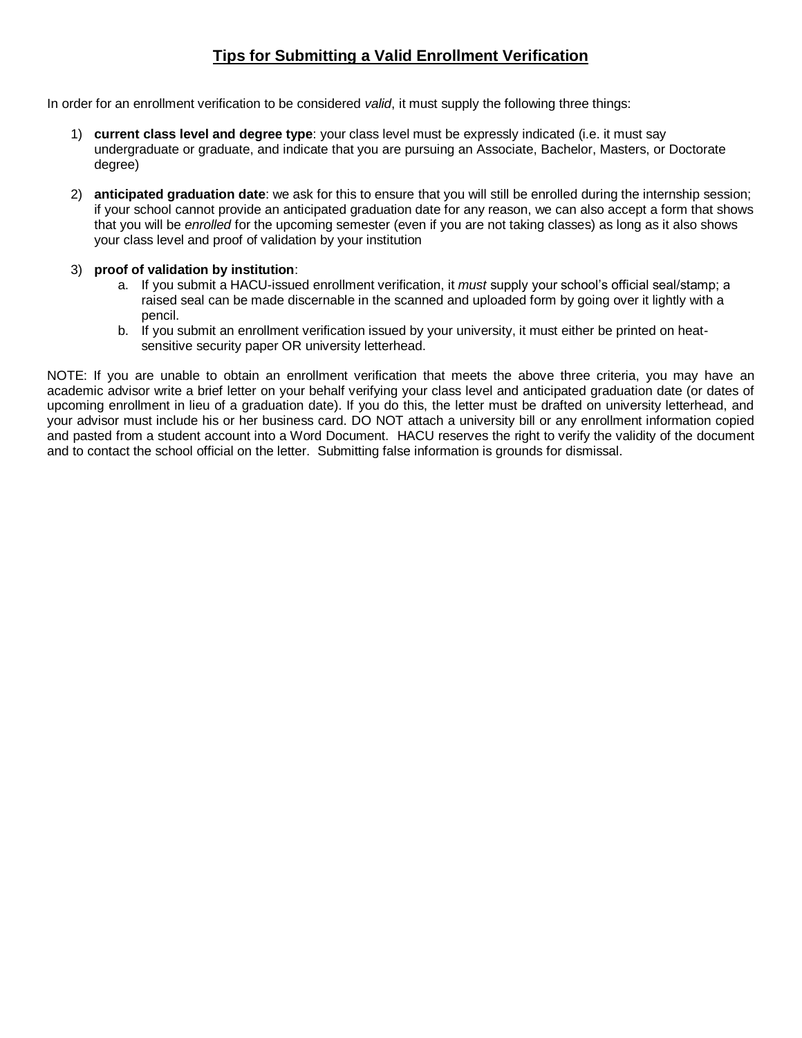## Tips for Submitting a Valid Enrollment Verification

In order for an enrollment verification to be considered *valid*, it must supply the following three things:

1) **current class level and degree type**: your class level must be expressly indicated (i.e. it must say undergraduate or graduate, and indicate that you are pursuing an Associate, Bachelor, Masters, or Doctorate degree)

2) **anticipated graduation date**: we ask for this to ensure that you will still be enrolled during the internship session; if your school cannot provide an anticipated graduation date for any reason, we can also accept a form that shows that you will be *enrolled* for the upcoming semester (even if you are not taking classes) as long as it also shows your class level and proof of validation by your institution

3) **proof of validation by institution**:
    a. If you submit a HACU-issued enrollment verification, it *must* supply your school's official seal/stamp; a raised seal can be made discernable in the scanned and uploaded form by going over it lightly with a pencil.
    b. If you submit an enrollment verification issued by your university, it must either be printed on heat-sensitive security paper OR university letterhead.

NOTE: If you are unable to obtain an enrollment verification that meets the above three criteria, you may have an academic advisor write a brief letter on your behalf verifying your class level and anticipated graduation date (or dates of upcoming enrollment in lieu of a graduation date). If you do this, the letter must be drafted on university letterhead, and your advisor must include his or her business card. DO NOT attach a university bill or any enrollment information copied and pasted from a student account into a Word Document. HACU reserves the right to verify the validity of the document and to contact the school official on the letter. Submitting false information is grounds for dismissal.